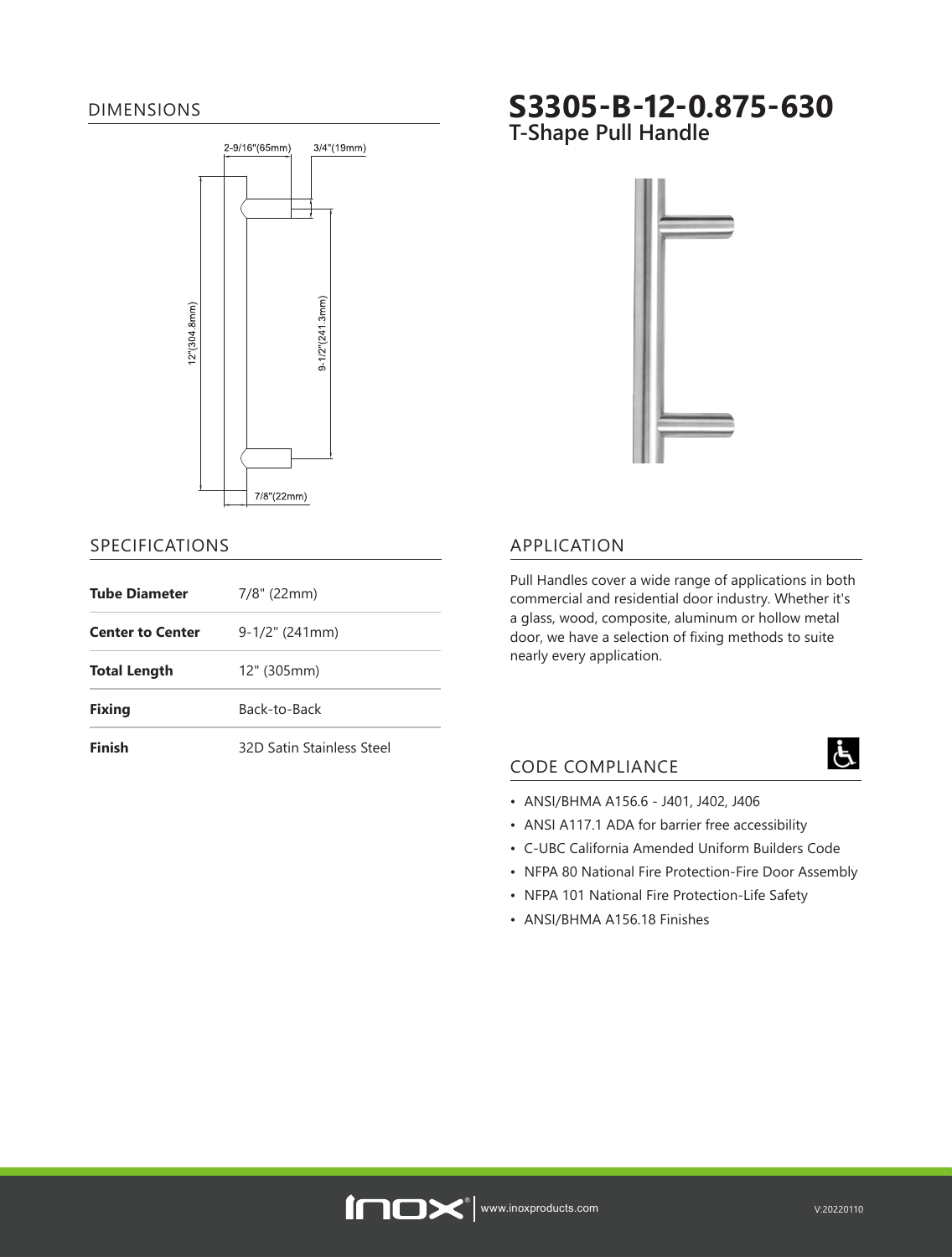# S3305-B-12-0.875-630

## T-Shape Pull Handle

## DIMENSIONS

2-9/16"(65mm) 3/4"(19mm)

12"(304.8mm) 9-1/2"(241.3mm)

7/8"(22mm)

## SPECIFICATIONS

| | |
|---|---|
| **Tube Diameter** | 7/8" (22mm) |
| **Center to Center** | 9-1/2" (241mm) |
| **Total Length** | 12" (305mm) |
| **Fixing** | Back-to-Back |
| **Finish** | 32D Satin Stainless Steel |

## APPLICATION

Pull Handles cover a wide range of applications in both commercial and residential door industry. Whether it's a glass, wood, composite, aluminum or hollow metal door, we have a selection of fixing methods to suite nearly every application.

## CODE COMPLIANCE

- ANSI/BHMA A156.6 - J401, J402, J406
- ANSI A117.1 ADA for barrier free accessibility
- C-UBC California Amended Uniform Builders Code
- NFPA 80 National Fire Protection-Fire Door Assembly
- NFPA 101 National Fire Protection-Life Safety
- ANSI/BHMA A156.18 Finishes

www.inoxproducts.com

V:20220110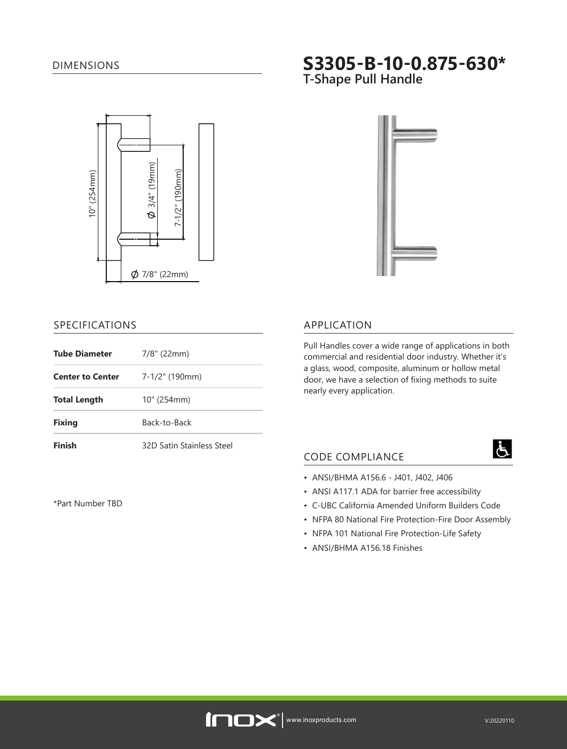## DIMENSIONS

# S3305-B-10-0.875-630*

## T-Shape Pull Handle

10" (254mm)

Ø 3/4" (19mm)

7-1/2" (190mm)

Ø 7/8" (22mm)

## SPECIFICATIONS

| | |
|---|---|
| **Tube Diameter** | 7/8" (22mm) |
| **Center to Center** | 7-1/2" (190mm) |
| **Total Length** | 10" (254mm) |
| **Fixing** | Back-to-Back |
| **Finish** | 32D Satin Stainless Steel |

*Part Number TBD

## APPLICATION

Pull Handles cover a wide range of applications in both commercial and residential door industry. Whether it's a glass, wood, composite, aluminum or hollow metal door, we have a selection of fixing methods to suite nearly every application.

## CODE COMPLIANCE

- ANSI/BHMA A156.6 - J401, J402, J406
- ANSI A117.1 ADA for barrier free accessibility
- C-UBC California Amended Uniform Builders Code
- NFPA 80 National Fire Protection-Fire Door Assembly
- NFPA 101 National Fire Protection-Life Safety
- ANSI/BHMA A156.18 Finishes